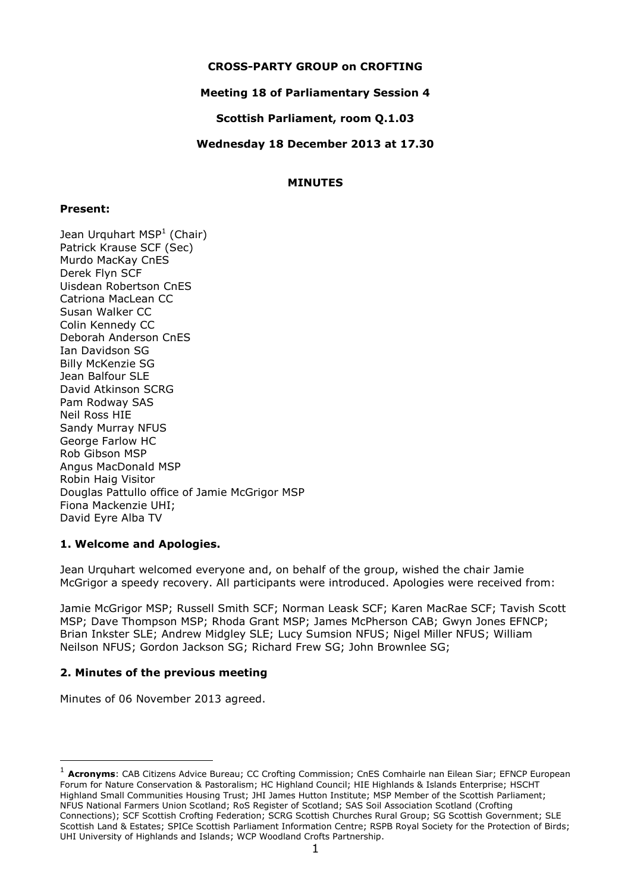**CROSS-PARTY GROUP on CROFTING**

**Meeting 18 of Parliamentary Session 4**

**Scottish Parliament, room Q.1.03**

**Wednesday 18 December 2013 at 17.30**

**MINUTES**

**Present:**

Jean Urquhart MSP[1] (Chair)
Patrick Krause SCF (Sec)
Murdo MacKay CnES
Derek Flyn SCF
Uisdean Robertson CnES
Catriona MacLean CC
Susan Walker CC
Colin Kennedy CC
Deborah Anderson CnES
Ian Davidson SG
Billy McKenzie SG
Jean Balfour SLE
David Atkinson SCRG
Pam Rodway SAS
Neil Ross HIE
Sandy Murray NFUS
George Farlow HC
Rob Gibson MSP
Angus MacDonald MSP
Robin Haig Visitor
Douglas Pattullo office of Jamie McGrigor MSP
Fiona Mackenzie UHI;
David Eyre Alba TV

## 1. Welcome and Apologies.

Jean Urquhart welcomed everyone and, on behalf of the group, wished the chair Jamie McGrigor a speedy recovery. All participants were introduced. Apologies were received from:

Jamie McGrigor MSP; Russell Smith SCF; Norman Leask SCF; Karen MacRae SCF; Tavish Scott MSP; Dave Thompson MSP; Rhoda Grant MSP; James McPherson CAB; Gwyn Jones EFNCP; Brian Inkster SLE; Andrew Midgley SLE; Lucy Sumsion NFUS; Nigel Miller NFUS; William Neilson NFUS; Gordon Jackson SG; Richard Frew SG; John Brownlee SG;

## 2. Minutes of the previous meeting

Minutes of 06 November 2013 agreed.

---

[1] **Acronyms**: CAB Citizens Advice Bureau; CC Crofting Commission; CnES Comhairle nan Eilean Siar; EFNCP European Forum for Nature Conservation & Pastoralism; HC Highland Council; HIE Highlands & Islands Enterprise; HSCHT Highland Small Communities Housing Trust; JHI James Hutton Institute; MSP Member of the Scottish Parliament; NFUS National Farmers Union Scotland; RoS Register of Scotland; SAS Soil Association Scotland (Crofting Connections); SCF Scottish Crofting Federation; SCRG Scottish Churches Rural Group; SG Scottish Government; SLE Scottish Land & Estates; SPICe Scottish Parliament Information Centre; RSPB Royal Society for the Protection of Birds; UHI University of Highlands and Islands; WCP Woodland Crofts Partnership.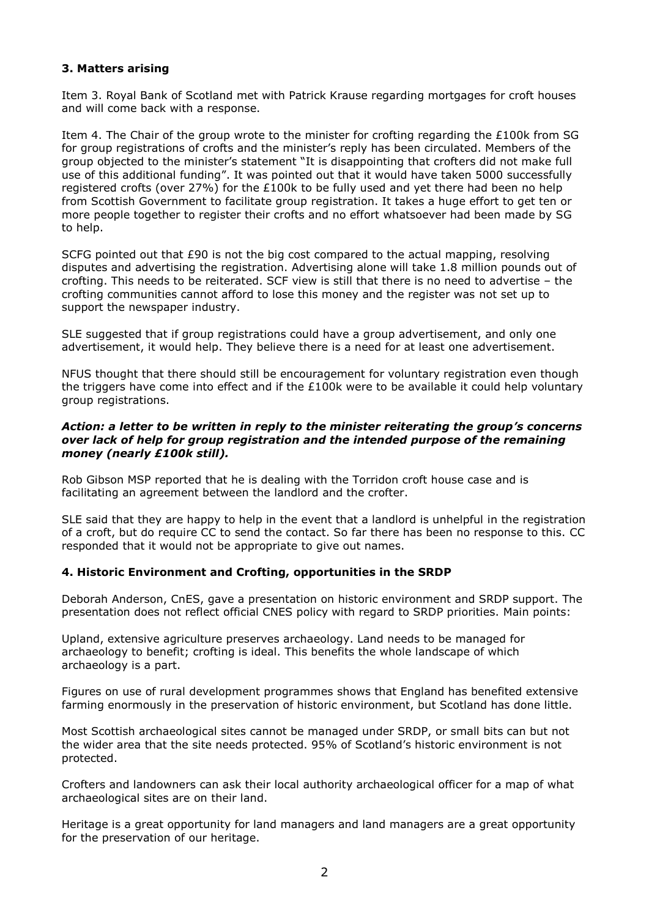### 3. Matters arising

Item 3. Royal Bank of Scotland met with Patrick Krause regarding mortgages for croft houses and will come back with a response.

Item 4. The Chair of the group wrote to the minister for crofting regarding the £100k from SG for group registrations of crofts and the minister's reply has been circulated. Members of the group objected to the minister's statement "It is disappointing that crofters did not make full use of this additional funding". It was pointed out that it would have taken 5000 successfully registered crofts (over 27%) for the £100k to be fully used and yet there had been no help from Scottish Government to facilitate group registration. It takes a huge effort to get ten or more people together to register their crofts and no effort whatsoever had been made by SG to help.

SCFG pointed out that £90 is not the big cost compared to the actual mapping, resolving disputes and advertising the registration. Advertising alone will take 1.8 million pounds out of crofting. This needs to be reiterated. SCF view is still that there is no need to advertise – the crofting communities cannot afford to lose this money and the register was not set up to support the newspaper industry.

SLE suggested that if group registrations could have a group advertisement, and only one advertisement, it would help. They believe there is a need for at least one advertisement.

NFUS thought that there should still be encouragement for voluntary registration even though the triggers have come into effect and if the £100k were to be available it could help voluntary group registrations.

***Action: a letter to be written in reply to the minister reiterating the group's concerns over lack of help for group registration and the intended purpose of the remaining money (nearly £100k still).***

Rob Gibson MSP reported that he is dealing with the Torridon croft house case and is facilitating an agreement between the landlord and the crofter.

SLE said that they are happy to help in the event that a landlord is unhelpful in the registration of a croft, but do require CC to send the contact. So far there has been no response to this. CC responded that it would not be appropriate to give out names.

### 4. Historic Environment and Crofting, opportunities in the SRDP

Deborah Anderson, CnES, gave a presentation on historic environment and SRDP support. The presentation does not reflect official CNES policy with regard to SRDP priorities. Main points:

Upland, extensive agriculture preserves archaeology. Land needs to be managed for archaeology to benefit; crofting is ideal. This benefits the whole landscape of which archaeology is a part.

Figures on use of rural development programmes shows that England has benefited extensive farming enormously in the preservation of historic environment, but Scotland has done little.

Most Scottish archaeological sites cannot be managed under SRDP, or small bits can but not the wider area that the site needs protected. 95% of Scotland's historic environment is not protected.

Crofters and landowners can ask their local authority archaeological officer for a map of what archaeological sites are on their land.

Heritage is a great opportunity for land managers and land managers are a great opportunity for the preservation of our heritage.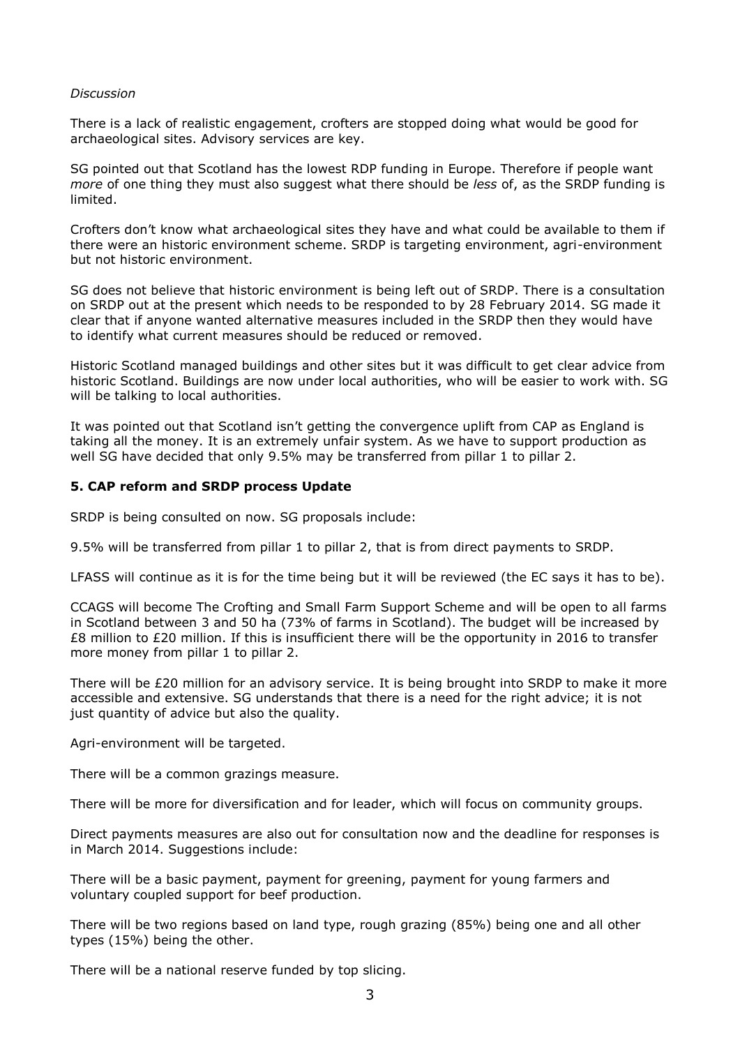*Discussion*

There is a lack of realistic engagement, crofters are stopped doing what would be good for archaeological sites. Advisory services are key.

SG pointed out that Scotland has the lowest RDP funding in Europe. Therefore if people want *more* of one thing they must also suggest what there should be *less* of, as the SRDP funding is limited.

Crofters don't know what archaeological sites they have and what could be available to them if there were an historic environment scheme. SRDP is targeting environment, agri-environment but not historic environment.

SG does not believe that historic environment is being left out of SRDP. There is a consultation on SRDP out at the present which needs to be responded to by 28 February 2014. SG made it clear that if anyone wanted alternative measures included in the SRDP then they would have to identify what current measures should be reduced or removed.

Historic Scotland managed buildings and other sites but it was difficult to get clear advice from historic Scotland. Buildings are now under local authorities, who will be easier to work with. SG will be talking to local authorities.

It was pointed out that Scotland isn't getting the convergence uplift from CAP as England is taking all the money. It is an extremely unfair system. As we have to support production as well SG have decided that only 9.5% may be transferred from pillar 1 to pillar 2.

**5. CAP reform and SRDP process Update**

SRDP is being consulted on now. SG proposals include:

9.5% will be transferred from pillar 1 to pillar 2, that is from direct payments to SRDP.

LFASS will continue as it is for the time being but it will be reviewed (the EC says it has to be).

CCAGS will become The Crofting and Small Farm Support Scheme and will be open to all farms in Scotland between 3 and 50 ha (73% of farms in Scotland). The budget will be increased by £8 million to £20 million. If this is insufficient there will be the opportunity in 2016 to transfer more money from pillar 1 to pillar 2.

There will be £20 million for an advisory service. It is being brought into SRDP to make it more accessible and extensive. SG understands that there is a need for the right advice; it is not just quantity of advice but also the quality.

Agri-environment will be targeted.

There will be a common grazings measure.

There will be more for diversification and for leader, which will focus on community groups.

Direct payments measures are also out for consultation now and the deadline for responses is in March 2014. Suggestions include:

There will be a basic payment, payment for greening, payment for young farmers and voluntary coupled support for beef production.

There will be two regions based on land type, rough grazing (85%) being one and all other types (15%) being the other.

There will be a national reserve funded by top slicing.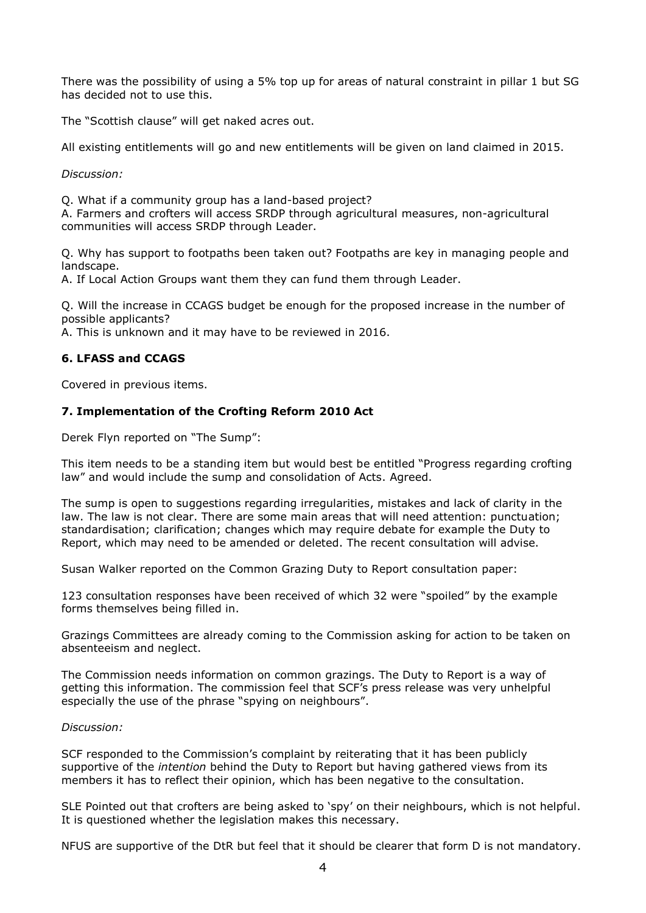There was the possibility of using a 5% top up for areas of natural constraint in pillar 1 but SG has decided not to use this.

The "Scottish clause" will get naked acres out.

All existing entitlements will go and new entitlements will be given on land claimed in 2015.

*Discussion:*

Q. What if a community group has a land-based project?
A. Farmers and crofters will access SRDP through agricultural measures, non-agricultural communities will access SRDP through Leader.

Q. Why has support to footpaths been taken out? Footpaths are key in managing people and landscape.
A. If Local Action Groups want them they can fund them through Leader.

Q. Will the increase in CCAGS budget be enough for the proposed increase in the number of possible applicants?
A. This is unknown and it may have to be reviewed in 2016.

### 6. LFASS and CCAGS

Covered in previous items.

### 7. Implementation of the Crofting Reform 2010 Act

Derek Flyn reported on "The Sump":

This item needs to be a standing item but would best be entitled "Progress regarding crofting law" and would include the sump and consolidation of Acts. Agreed.

The sump is open to suggestions regarding irregularities, mistakes and lack of clarity in the law. The law is not clear. There are some main areas that will need attention: punctuation; standardisation; clarification; changes which may require debate for example the Duty to Report, which may need to be amended or deleted. The recent consultation will advise.

Susan Walker reported on the Common Grazing Duty to Report consultation paper:

123 consultation responses have been received of which 32 were "spoiled" by the example forms themselves being filled in.

Grazings Committees are already coming to the Commission asking for action to be taken on absenteeism and neglect.

The Commission needs information on common grazings. The Duty to Report is a way of getting this information. The commission feel that SCF's press release was very unhelpful especially the use of the phrase "spying on neighbours".

*Discussion:*

SCF responded to the Commission's complaint by reiterating that it has been publicly supportive of the *intention* behind the Duty to Report but having gathered views from its members it has to reflect their opinion, which has been negative to the consultation.

SLE Pointed out that crofters are being asked to 'spy' on their neighbours, which is not helpful. It is questioned whether the legislation makes this necessary.

NFUS are supportive of the DtR but feel that it should be clearer that form D is not mandatory.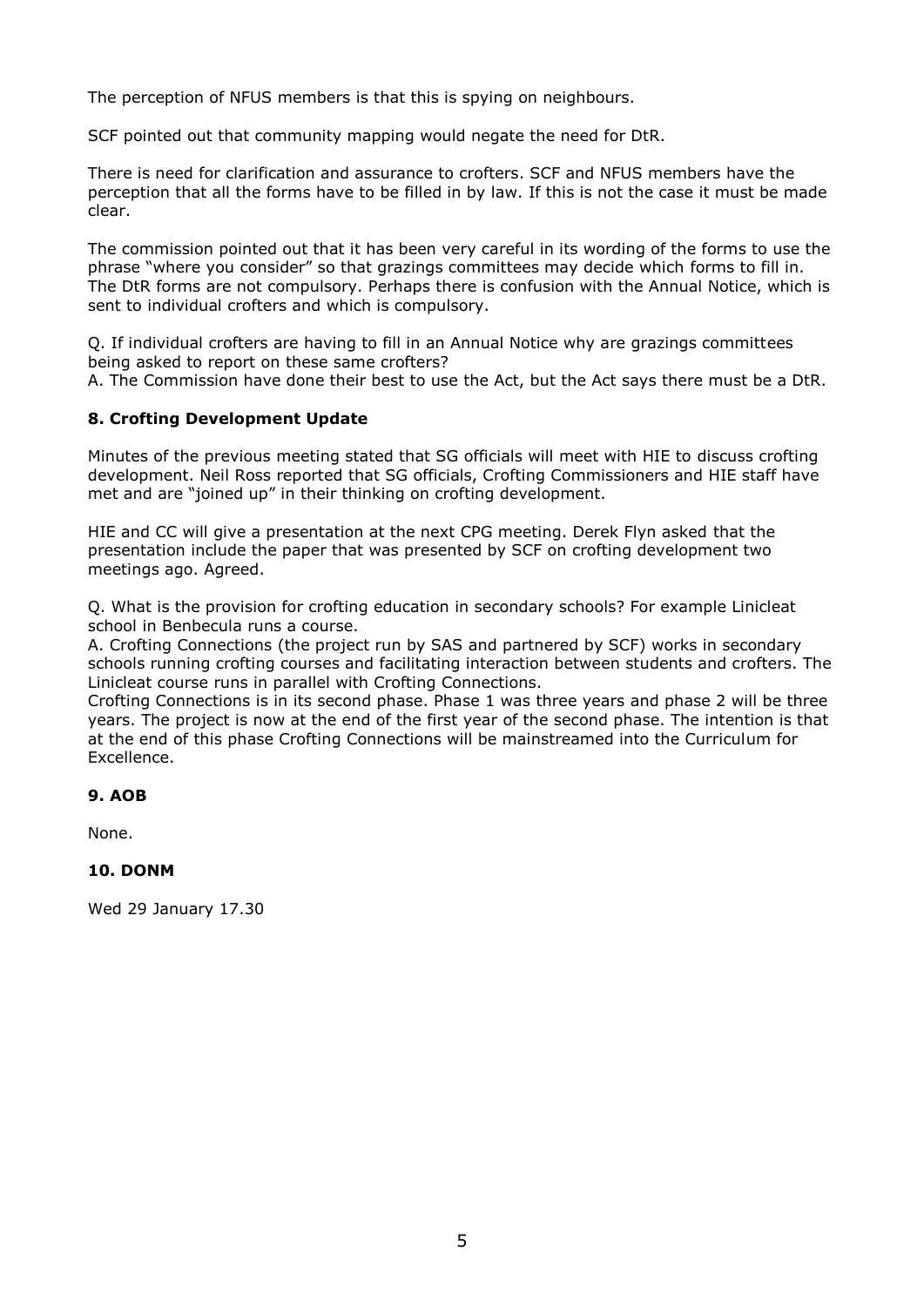The perception of NFUS members is that this is spying on neighbours.

SCF pointed out that community mapping would negate the need for DtR.

There is need for clarification and assurance to crofters. SCF and NFUS members have the perception that all the forms have to be filled in by law. If this is not the case it must be made clear.

The commission pointed out that it has been very careful in its wording of the forms to use the phrase "where you consider" so that grazings committees may decide which forms to fill in. The DtR forms are not compulsory. Perhaps there is confusion with the Annual Notice, which is sent to individual crofters and which is compulsory.

Q. If individual crofters are having to fill in an Annual Notice why are grazings committees being asked to report on these same crofters?
A. The Commission have done their best to use the Act, but the Act says there must be a DtR.

### 8. Crofting Development Update

Minutes of the previous meeting stated that SG officials will meet with HIE to discuss crofting development. Neil Ross reported that SG officials, Crofting Commissioners and HIE staff have met and are "joined up" in their thinking on crofting development.

HIE and CC will give a presentation at the next CPG meeting. Derek Flyn asked that the presentation include the paper that was presented by SCF on crofting development two meetings ago. Agreed.

Q. What is the provision for crofting education in secondary schools? For example Linicleat school in Benbecula runs a course.
A. Crofting Connections (the project run by SAS and partnered by SCF) works in secondary schools running crofting courses and facilitating interaction between students and crofters. The Linicleat course runs in parallel with Crofting Connections.
Crofting Connections is in its second phase. Phase 1 was three years and phase 2 will be three years. The project is now at the end of the first year of the second phase. The intention is that at the end of this phase Crofting Connections will be mainstreamed into the Curriculum for Excellence.

### 9. AOB

None.

### 10. DONM

Wed 29 January 17.30